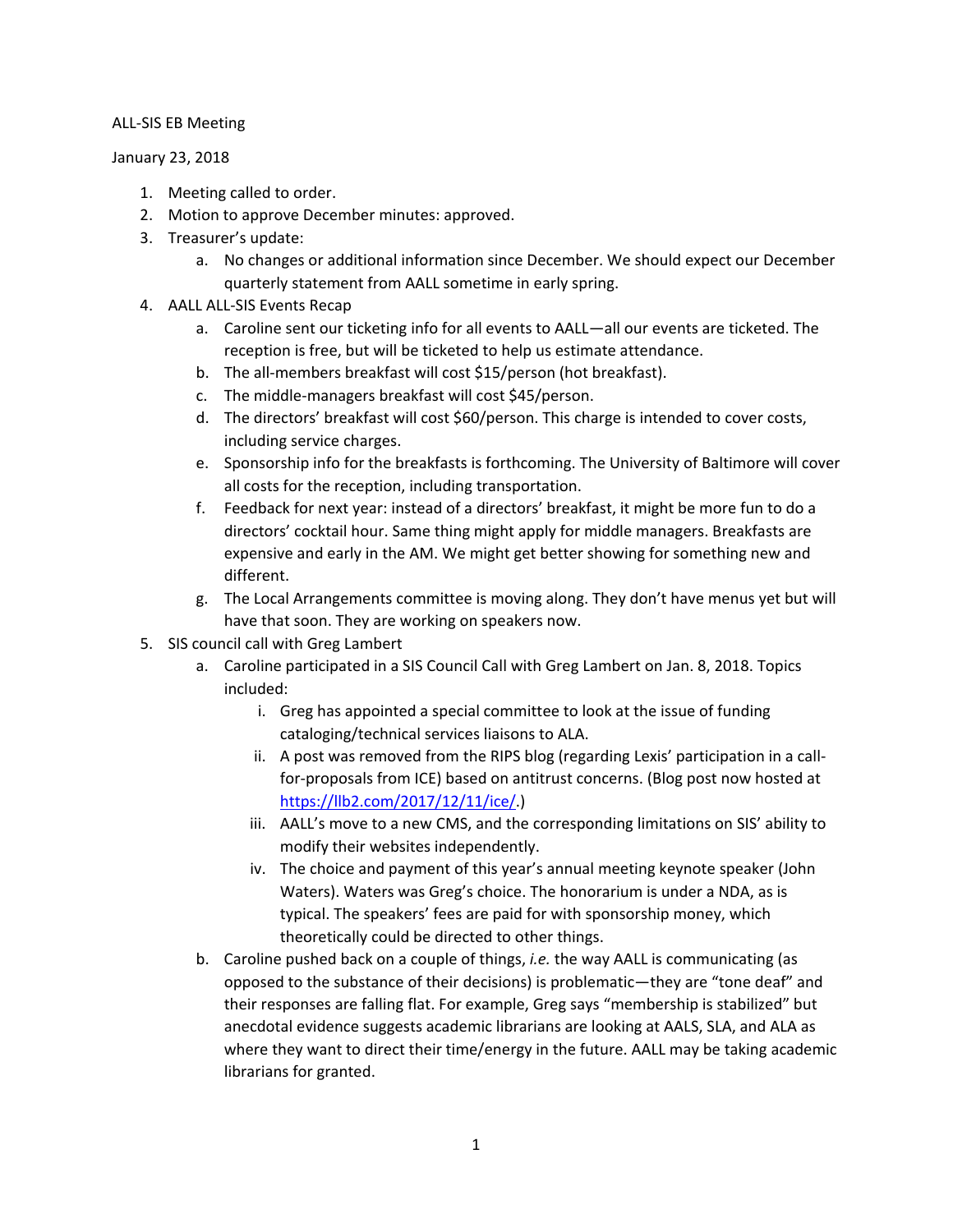ALL-SIS EB Meeting

January 23, 2018

1. Meeting called to order.
2. Motion to approve December minutes: approved.
3. Treasurer's update:
   a. No changes or additional information since December. We should expect our December quarterly statement from AALL sometime in early spring.
4. AALL ALL-SIS Events Recap
   a. Caroline sent our ticketing info for all events to AALL—all our events are ticketed. The reception is free, but will be ticketed to help us estimate attendance.
   b. The all-members breakfast will cost $15/person (hot breakfast).
   c. The middle-managers breakfast will cost $45/person.
   d. The directors' breakfast will cost $60/person. This charge is intended to cover costs, including service charges.
   e. Sponsorship info for the breakfasts is forthcoming. The University of Baltimore will cover all costs for the reception, including transportation.
   f. Feedback for next year: instead of a directors' breakfast, it might be more fun to do a directors' cocktail hour. Same thing might apply for middle managers. Breakfasts are expensive and early in the AM. We might get better showing for something new and different.
   g. The Local Arrangements committee is moving along. They don't have menus yet but will have that soon. They are working on speakers now.
5. SIS council call with Greg Lambert
   a. Caroline participated in a SIS Council Call with Greg Lambert on Jan. 8, 2018. Topics included:
      i. Greg has appointed a special committee to look at the issue of funding cataloging/technical services liaisons to ALA.
      ii. A post was removed from the RIPS blog (regarding Lexis' participation in a call-for-proposals from ICE) based on antitrust concerns. (Blog post now hosted at https://llb2.com/2017/12/11/ice/.)
      iii. AALL's move to a new CMS, and the corresponding limitations on SIS' ability to modify their websites independently.
      iv. The choice and payment of this year's annual meeting keynote speaker (John Waters). Waters was Greg's choice. The honorarium is under a NDA, as is typical. The speakers' fees are paid for with sponsorship money, which theoretically could be directed to other things.
   b. Caroline pushed back on a couple of things, *i.e.* the way AALL is communicating (as opposed to the substance of their decisions) is problematic—they are "tone deaf" and their responses are falling flat. For example, Greg says "membership is stabilized" but anecdotal evidence suggests academic librarians are looking at AALS, SLA, and ALA as where they want to direct their time/energy in the future. AALL may be taking academic librarians for granted.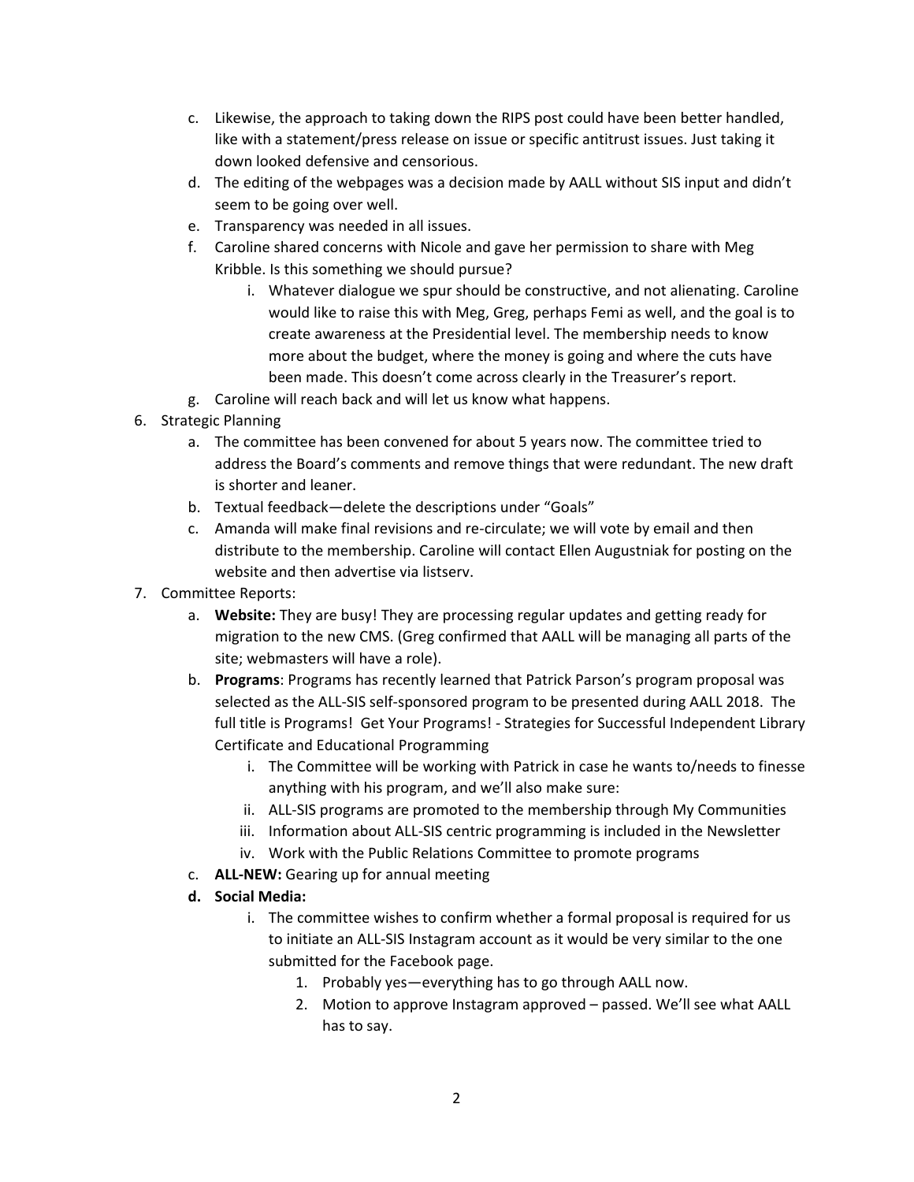c. Likewise, the approach to taking down the RIPS post could have been better handled, like with a statement/press release on issue or specific antitrust issues. Just taking it down looked defensive and censorious.

d. The editing of the webpages was a decision made by AALL without SIS input and didn't seem to be going over well.

e. Transparency was needed in all issues.

f. Caroline shared concerns with Nicole and gave her permission to share with Meg Kribble. Is this something we should pursue?

   i. Whatever dialogue we spur should be constructive, and not alienating. Caroline would like to raise this with Meg, Greg, perhaps Femi as well, and the goal is to create awareness at the Presidential level. The membership needs to know more about the budget, where the money is going and where the cuts have been made. This doesn't come across clearly in the Treasurer's report.

g. Caroline will reach back and will let us know what happens.

6. Strategic Planning
   a. The committee has been convened for about 5 years now. The committee tried to address the Board's comments and remove things that were redundant. The new draft is shorter and leaner.
   b. Textual feedback—delete the descriptions under "Goals"
   c. Amanda will make final revisions and re-circulate; we will vote by email and then distribute to the membership. Caroline will contact Ellen Augustniak for posting on the website and then advertise via listserv.

7. Committee Reports:
   a. **Website:** They are busy! They are processing regular updates and getting ready for migration to the new CMS. (Greg confirmed that AALL will be managing all parts of the site; webmasters will have a role).
   b. **Programs**: Programs has recently learned that Patrick Parson's program proposal was selected as the ALL-SIS self-sponsored program to be presented during AALL 2018. The full title is Programs! Get Your Programs! - Strategies for Successful Independent Library Certificate and Educational Programming
      i. The Committee will be working with Patrick in case he wants to/needs to finesse anything with his program, and we'll also make sure:
      ii. ALL-SIS programs are promoted to the membership through My Communities
      iii. Information about ALL-SIS centric programming is included in the Newsletter
      iv. Work with the Public Relations Committee to promote programs
   c. **ALL-NEW:** Gearing up for annual meeting
   d. **Social Media:**
      i. The committee wishes to confirm whether a formal proposal is required for us to initiate an ALL-SIS Instagram account as it would be very similar to the one submitted for the Facebook page.
         1. Probably yes—everything has to go through AALL now.
         2. Motion to approve Instagram approved – passed. We'll see what AALL has to say.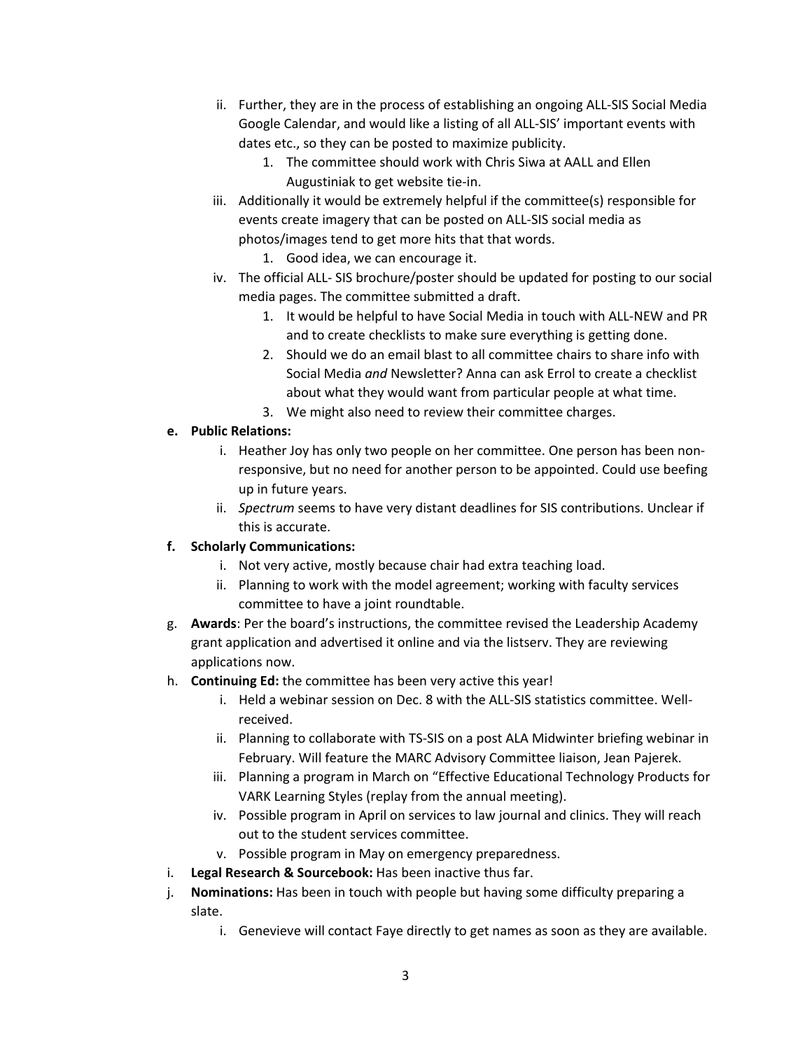ii. Further, they are in the process of establishing an ongoing ALL-SIS Social Media Google Calendar, and would like a listing of all ALL-SIS' important events with dates etc., so they can be posted to maximize publicity.
      1. The committee should work with Chris Siwa at AALL and Ellen Augustiniak to get website tie-in.
   iii. Additionally it would be extremely helpful if the committee(s) responsible for events create imagery that can be posted on ALL-SIS social media as photos/images tend to get more hits that that words.
      1. Good idea, we can encourage it.
   iv. The official ALL- SIS brochure/poster should be updated for posting to our social media pages. The committee submitted a draft.
      1. It would be helpful to have Social Media in touch with ALL-NEW and PR and to create checklists to make sure everything is getting done.
      2. Should we do an email blast to all committee chairs to share info with Social Media *and* Newsletter? Anna can ask Errol to create a checklist about what they would want from particular people at what time.
      3. We might also need to review their committee charges.

e. **Public Relations:**
   i. Heather Joy has only two people on her committee. One person has been non-responsive, but no need for another person to be appointed. Could use beefing up in future years.
   ii. *Spectrum* seems to have very distant deadlines for SIS contributions. Unclear if this is accurate.

f. **Scholarly Communications:**
   i. Not very active, mostly because chair had extra teaching load.
   ii. Planning to work with the model agreement; working with faculty services committee to have a joint roundtable.

g. **Awards**: Per the board's instructions, the committee revised the Leadership Academy grant application and advertised it online and via the listserv. They are reviewing applications now.

h. **Continuing Ed:** the committee has been very active this year!
   i. Held a webinar session on Dec. 8 with the ALL-SIS statistics committee. Well-received.
   ii. Planning to collaborate with TS-SIS on a post ALA Midwinter briefing webinar in February. Will feature the MARC Advisory Committee liaison, Jean Pajerek.
   iii. Planning a program in March on "Effective Educational Technology Products for VARK Learning Styles (replay from the annual meeting).
   iv. Possible program in April on services to law journal and clinics. They will reach out to the student services committee.
   v. Possible program in May on emergency preparedness.

i. **Legal Research & Sourcebook:** Has been inactive thus far.

j. **Nominations:** Has been in touch with people but having some difficulty preparing a slate.
   i. Genevieve will contact Faye directly to get names as soon as they are available.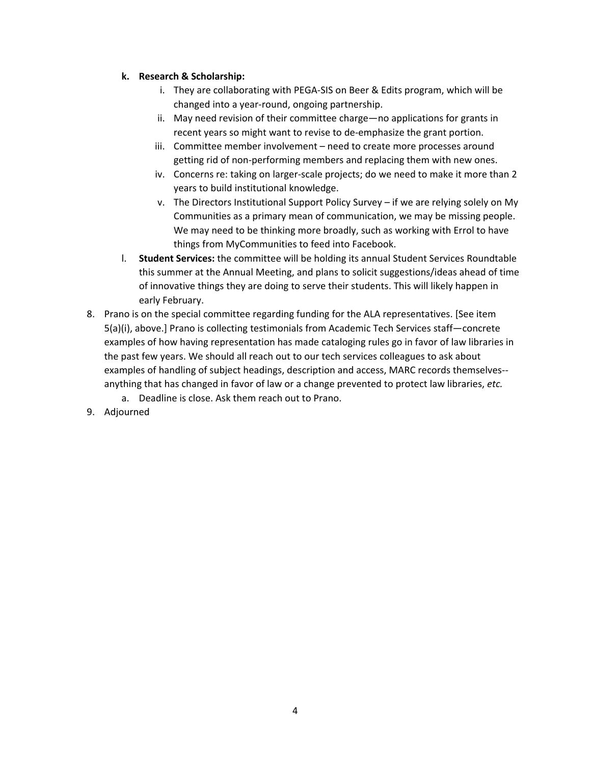- k. **Research & Scholarship:**
  - i. They are collaborating with PEGA-SIS on Beer & Edits program, which will be changed into a year-round, ongoing partnership.
  - ii. May need revision of their committee charge—no applications for grants in recent years so might want to revise to de-emphasize the grant portion.
  - iii. Committee member involvement – need to create more processes around getting rid of non-performing members and replacing them with new ones.
  - iv. Concerns re: taking on larger-scale projects; do we need to make it more than 2 years to build institutional knowledge.
  - v. The Directors Institutional Support Policy Survey – if we are relying solely on My Communities as a primary mean of communication, we may be missing people. We may need to be thinking more broadly, such as working with Errol to have things from MyCommunities to feed into Facebook.
- l. **Student Services:** the committee will be holding its annual Student Services Roundtable this summer at the Annual Meeting, and plans to solicit suggestions/ideas ahead of time of innovative things they are doing to serve their students. This will likely happen in early February.

8. Prano is on the special committee regarding funding for the ALA representatives. [See item 5(a)(i), above.] Prano is collecting testimonials from Academic Tech Services staff—concrete examples of how having representation has made cataloging rules go in favor of law libraries in the past few years. We should all reach out to our tech services colleagues to ask about examples of handling of subject headings, description and access, MARC records themselves--anything that has changed in favor of law or a change prevented to protect law libraries, *etc.*
   - a. Deadline is close. Ask them reach out to Prano.
9. Adjourned